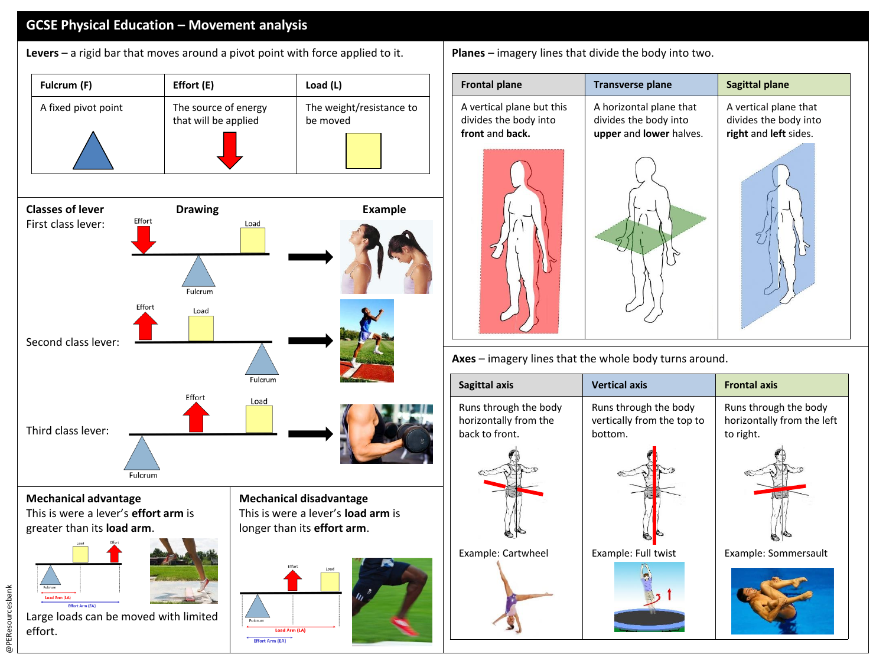# GCSE Physical Education – Movement analysis

**Levers** – a rigid bar that moves around a pivot point with force applied to it.

| Fulcrum (F) | Effort (E) | Load (L) |
| --- | --- | --- |
| A fixed pivot point | The source of energy that will be applied | The weight/resistance to be moved |

## Classes of lever

| Classes of lever | Drawing | Example |
| --- | --- | --- |
| First class lever: | Effort, Load, Fulcrum | |
| Second class lever: | Effort, Load, Fulcrum | |
| Third class lever: | Effort, Load, Fulcrum | |

## Mechanical advantage

This is were a lever's **effort arm** is greater than its **load arm**.

Load, Effort, Fulcrum, Load Arm (LA), Effort Arm (EA)

Large loads can be moved with limited effort.

## Mechanical disadvantage

This is were a lever's **load arm** is longer than its **effort arm**.

Effort, Load, Fulcrum, Load Arm (LA), Effort Arm (EA)

**Planes** – imagery lines that divide the body into two.

| Frontal plane | Transverse plane | Sagittal plane |
| --- | --- | --- |
| A vertical plane but this divides the body into **front** and **back.** | A horizontal plane that divides the body into **upper** and **lower** halves. | A vertical plane that divides the body into **right** and **left** sides. |

**Axes** – imagery lines that the whole body turns around.

| Sagittal axis | Vertical axis | Frontal axis |
| --- | --- | --- |
| Runs through the body horizontally from the back to front. | Runs through the body vertically from the top to bottom. | Runs through the body horizontally from the left to right. |
| Example: Cartwheel | Example: Full twist | Example: Sommersault |

@PEResourcesbank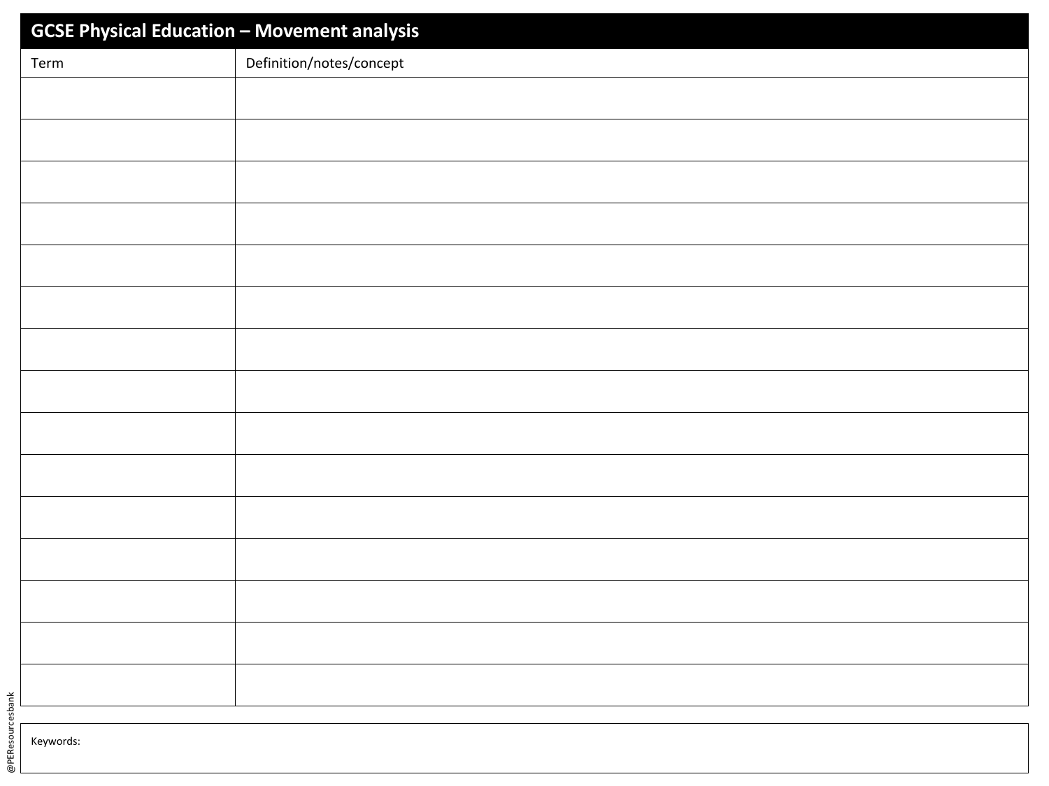## GCSE Physical Education – Movement analysis

| Term | Definition/notes/concept |
| --- | --- |
| | |
| | |
| | |
| | |
| | |
| | |
| | |
| | |
| | |
| | |
| | |
| | |
| | |
| | |
| | |

Keywords: